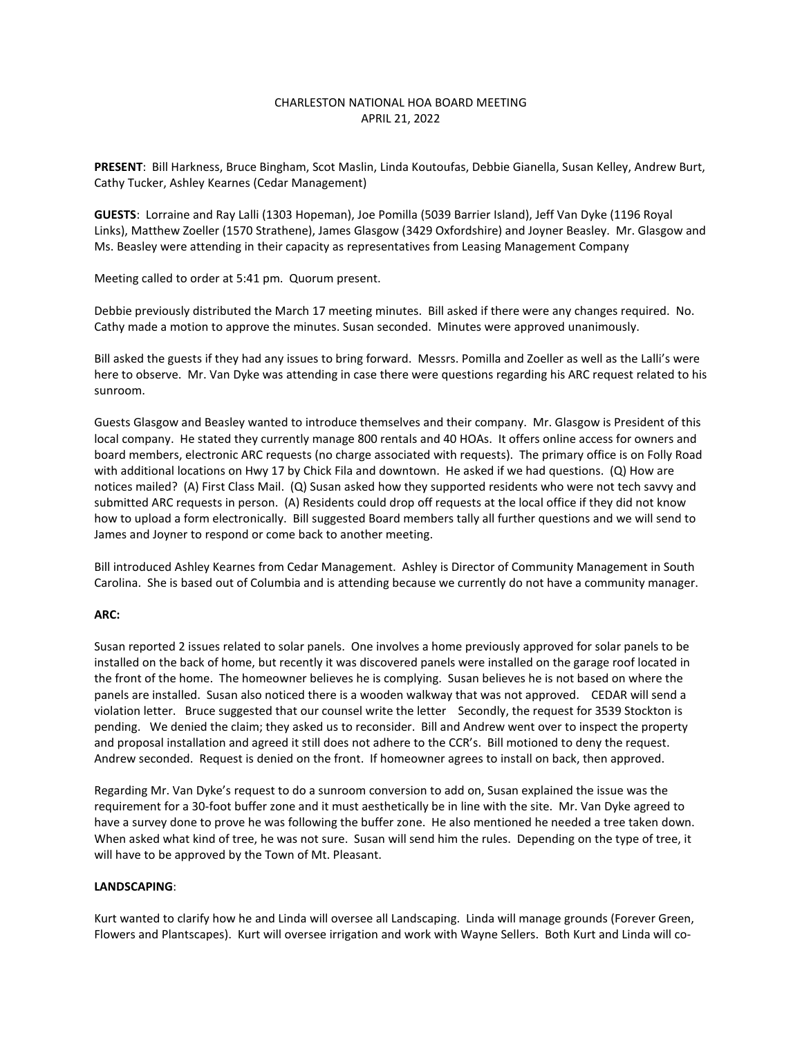CHARLESTON NATIONAL HOA BOARD MEETING
APRIL 21, 2022

**PRESENT**: Bill Harkness, Bruce Bingham, Scot Maslin, Linda Koutoufas, Debbie Gianella, Susan Kelley, Andrew Burt, Cathy Tucker, Ashley Kearnes (Cedar Management)

**GUESTS**: Lorraine and Ray Lalli (1303 Hopeman), Joe Pomilla (5039 Barrier Island), Jeff Van Dyke (1196 Royal Links), Matthew Zoeller (1570 Strathene), James Glasgow (3429 Oxfordshire) and Joyner Beasley. Mr. Glasgow and Ms. Beasley were attending in their capacity as representatives from Leasing Management Company

Meeting called to order at 5:41 pm. Quorum present.

Debbie previously distributed the March 17 meeting minutes. Bill asked if there were any changes required. No. Cathy made a motion to approve the minutes. Susan seconded. Minutes were approved unanimously.

Bill asked the guests if they had any issues to bring forward. Messrs. Pomilla and Zoeller as well as the Lalli's were here to observe. Mr. Van Dyke was attending in case there were questions regarding his ARC request related to his sunroom.

Guests Glasgow and Beasley wanted to introduce themselves and their company. Mr. Glasgow is President of this local company. He stated they currently manage 800 rentals and 40 HOAs. It offers online access for owners and board members, electronic ARC requests (no charge associated with requests). The primary office is on Folly Road with additional locations on Hwy 17 by Chick Fila and downtown. He asked if we had questions. (Q) How are notices mailed? (A) First Class Mail. (Q) Susan asked how they supported residents who were not tech savvy and submitted ARC requests in person. (A) Residents could drop off requests at the local office if they did not know how to upload a form electronically. Bill suggested Board members tally all further questions and we will send to James and Joyner to respond or come back to another meeting.

Bill introduced Ashley Kearnes from Cedar Management. Ashley is Director of Community Management in South Carolina. She is based out of Columbia and is attending because we currently do not have a community manager.

**ARC:**

Susan reported 2 issues related to solar panels. One involves a home previously approved for solar panels to be installed on the back of home, but recently it was discovered panels were installed on the garage roof located in the front of the home. The homeowner believes he is complying. Susan believes he is not based on where the panels are installed. Susan also noticed there is a wooden walkway that was not approved. CEDAR will send a violation letter. Bruce suggested that our counsel write the letter Secondly, the request for 3539 Stockton is pending. We denied the claim; they asked us to reconsider. Bill and Andrew went over to inspect the property and proposal installation and agreed it still does not adhere to the CCR's. Bill motioned to deny the request. Andrew seconded. Request is denied on the front. If homeowner agrees to install on back, then approved.

Regarding Mr. Van Dyke's request to do a sunroom conversion to add on, Susan explained the issue was the requirement for a 30-foot buffer zone and it must aesthetically be in line with the site. Mr. Van Dyke agreed to have a survey done to prove he was following the buffer zone. He also mentioned he needed a tree taken down. When asked what kind of tree, he was not sure. Susan will send him the rules. Depending on the type of tree, it will have to be approved by the Town of Mt. Pleasant.

**LANDSCAPING**:

Kurt wanted to clarify how he and Linda will oversee all Landscaping. Linda will manage grounds (Forever Green, Flowers and Plantscapes). Kurt will oversee irrigation and work with Wayne Sellers. Both Kurt and Linda will co-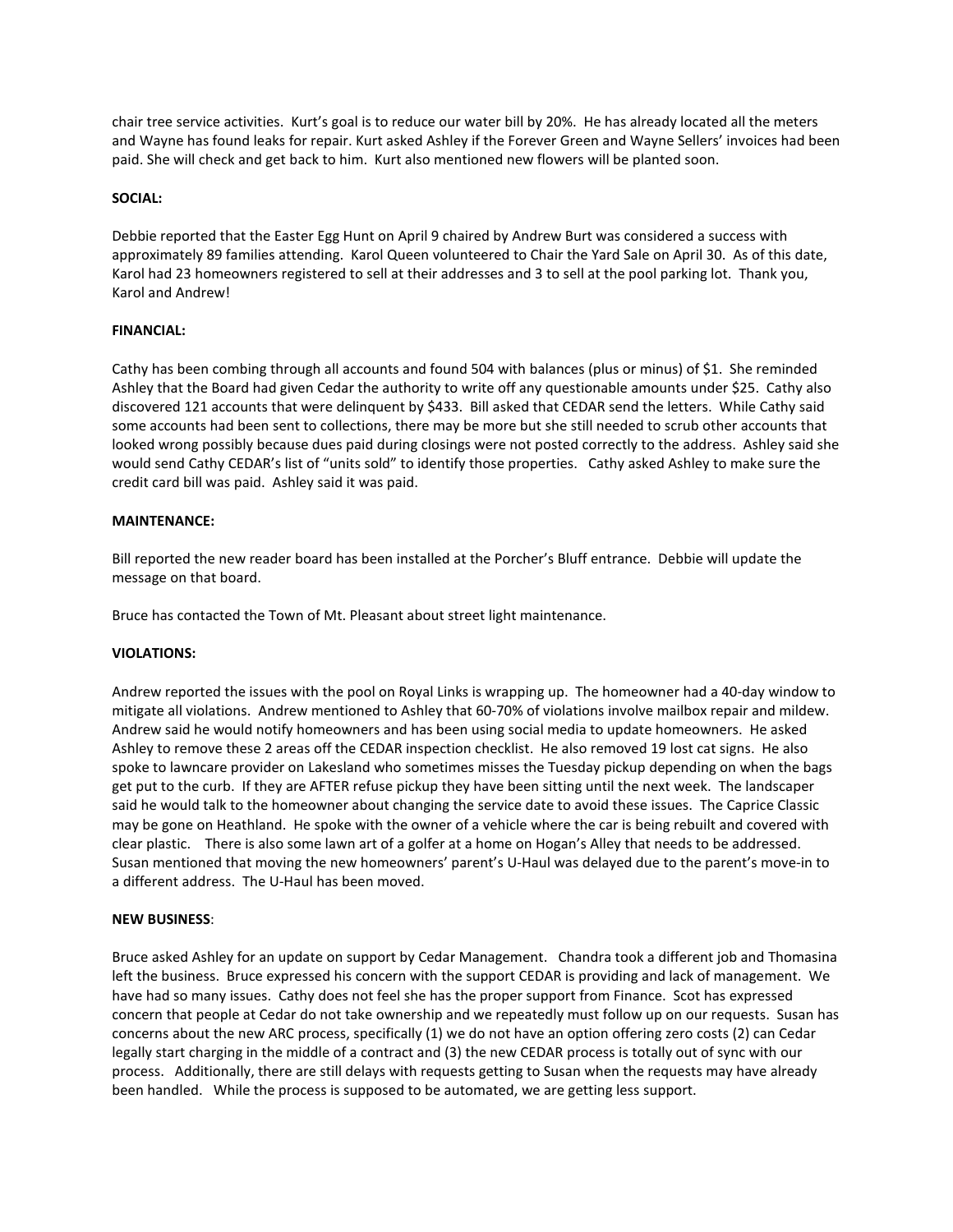chair tree service activities. Kurt's goal is to reduce our water bill by 20%. He has already located all the meters and Wayne has found leaks for repair. Kurt asked Ashley if the Forever Green and Wayne Sellers' invoices had been paid. She will check and get back to him. Kurt also mentioned new flowers will be planted soon.

**SOCIAL:**

Debbie reported that the Easter Egg Hunt on April 9 chaired by Andrew Burt was considered a success with approximately 89 families attending. Karol Queen volunteered to Chair the Yard Sale on April 30. As of this date, Karol had 23 homeowners registered to sell at their addresses and 3 to sell at the pool parking lot. Thank you, Karol and Andrew!

**FINANCIAL:**

Cathy has been combing through all accounts and found 504 with balances (plus or minus) of $1. She reminded Ashley that the Board had given Cedar the authority to write off any questionable amounts under $25. Cathy also discovered 121 accounts that were delinquent by $433. Bill asked that CEDAR send the letters. While Cathy said some accounts had been sent to collections, there may be more but she still needed to scrub other accounts that looked wrong possibly because dues paid during closings were not posted correctly to the address. Ashley said she would send Cathy CEDAR's list of "units sold" to identify those properties. Cathy asked Ashley to make sure the credit card bill was paid. Ashley said it was paid.

**MAINTENANCE:**

Bill reported the new reader board has been installed at the Porcher's Bluff entrance. Debbie will update the message on that board.

Bruce has contacted the Town of Mt. Pleasant about street light maintenance.

**VIOLATIONS:**

Andrew reported the issues with the pool on Royal Links is wrapping up. The homeowner had a 40-day window to mitigate all violations. Andrew mentioned to Ashley that 60-70% of violations involve mailbox repair and mildew. Andrew said he would notify homeowners and has been using social media to update homeowners. He asked Ashley to remove these 2 areas off the CEDAR inspection checklist. He also removed 19 lost cat signs. He also spoke to lawncare provider on Lakesland who sometimes misses the Tuesday pickup depending on when the bags get put to the curb. If they are AFTER refuse pickup they have been sitting until the next week. The landscaper said he would talk to the homeowner about changing the service date to avoid these issues. The Caprice Classic may be gone on Heathland. He spoke with the owner of a vehicle where the car is being rebuilt and covered with clear plastic. There is also some lawn art of a golfer at a home on Hogan's Alley that needs to be addressed. Susan mentioned that moving the new homeowners' parent's U-Haul was delayed due to the parent's move-in to a different address. The U-Haul has been moved.

**NEW BUSINESS**:

Bruce asked Ashley for an update on support by Cedar Management. Chandra took a different job and Thomasina left the business. Bruce expressed his concern with the support CEDAR is providing and lack of management. We have had so many issues. Cathy does not feel she has the proper support from Finance. Scot has expressed concern that people at Cedar do not take ownership and we repeatedly must follow up on our requests. Susan has concerns about the new ARC process, specifically (1) we do not have an option offering zero costs (2) can Cedar legally start charging in the middle of a contract and (3) the new CEDAR process is totally out of sync with our process. Additionally, there are still delays with requests getting to Susan when the requests may have already been handled. While the process is supposed to be automated, we are getting less support.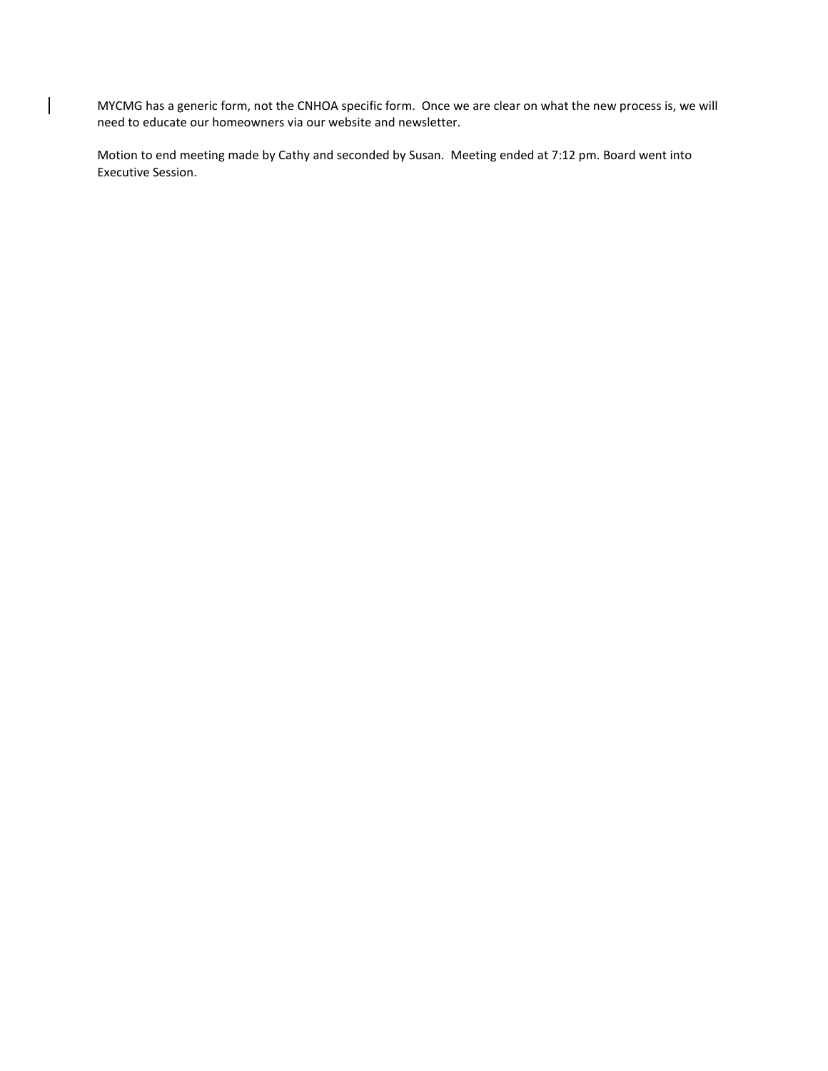MYCMG has a generic form, not the CNHOA specific form. Once we are clear on what the new process is, we will need to educate our homeowners via our website and newsletter.

Motion to end meeting made by Cathy and seconded by Susan. Meeting ended at 7:12 pm. Board went into Executive Session.